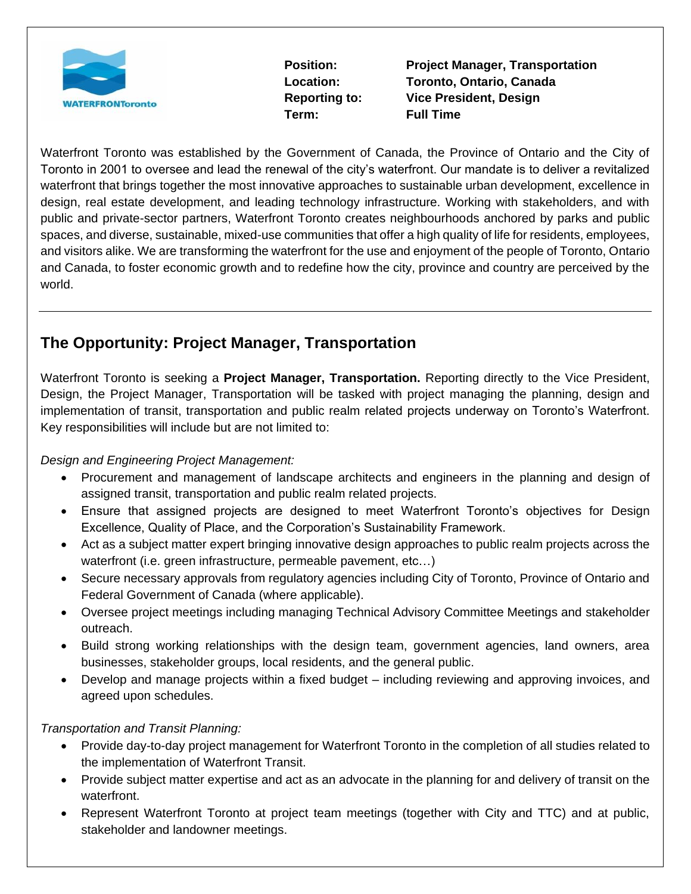WATERFRONToronto

**Position:** **Project Manager, Transportation**
**Location:** **Toronto, Ontario, Canada**
**Reporting to:** **Vice President, Design**
**Term:** **Full Time**

Waterfront Toronto was established by the Government of Canada, the Province of Ontario and the City of Toronto in 2001 to oversee and lead the renewal of the city's waterfront. Our mandate is to deliver a revitalized waterfront that brings together the most innovative approaches to sustainable urban development, excellence in design, real estate development, and leading technology infrastructure. Working with stakeholders, and with public and private-sector partners, Waterfront Toronto creates neighbourhoods anchored by parks and public spaces, and diverse, sustainable, mixed-use communities that offer a high quality of life for residents, employees, and visitors alike. We are transforming the waterfront for the use and enjoyment of the people of Toronto, Ontario and Canada, to foster economic growth and to redefine how the city, province and country are perceived by the world.

---

## The Opportunity: Project Manager, Transportation

Waterfront Toronto is seeking a **Project Manager, Transportation.** Reporting directly to the Vice President, Design, the Project Manager, Transportation will be tasked with project managing the planning, design and implementation of transit, transportation and public realm related projects underway on Toronto's Waterfront. Key responsibilities will include but are not limited to:

*Design and Engineering Project Management:*

- Procurement and management of landscape architects and engineers in the planning and design of assigned transit, transportation and public realm related projects.
- Ensure that assigned projects are designed to meet Waterfront Toronto's objectives for Design Excellence, Quality of Place, and the Corporation's Sustainability Framework.
- Act as a subject matter expert bringing innovative design approaches to public realm projects across the waterfront (i.e. green infrastructure, permeable pavement, etc…)
- Secure necessary approvals from regulatory agencies including City of Toronto, Province of Ontario and Federal Government of Canada (where applicable).
- Oversee project meetings including managing Technical Advisory Committee Meetings and stakeholder outreach.
- Build strong working relationships with the design team, government agencies, land owners, area businesses, stakeholder groups, local residents, and the general public.
- Develop and manage projects within a fixed budget – including reviewing and approving invoices, and agreed upon schedules.

*Transportation and Transit Planning:*

- Provide day-to-day project management for Waterfront Toronto in the completion of all studies related to the implementation of Waterfront Transit.
- Provide subject matter expertise and act as an advocate in the planning for and delivery of transit on the waterfront.
- Represent Waterfront Toronto at project team meetings (together with City and TTC) and at public, stakeholder and landowner meetings.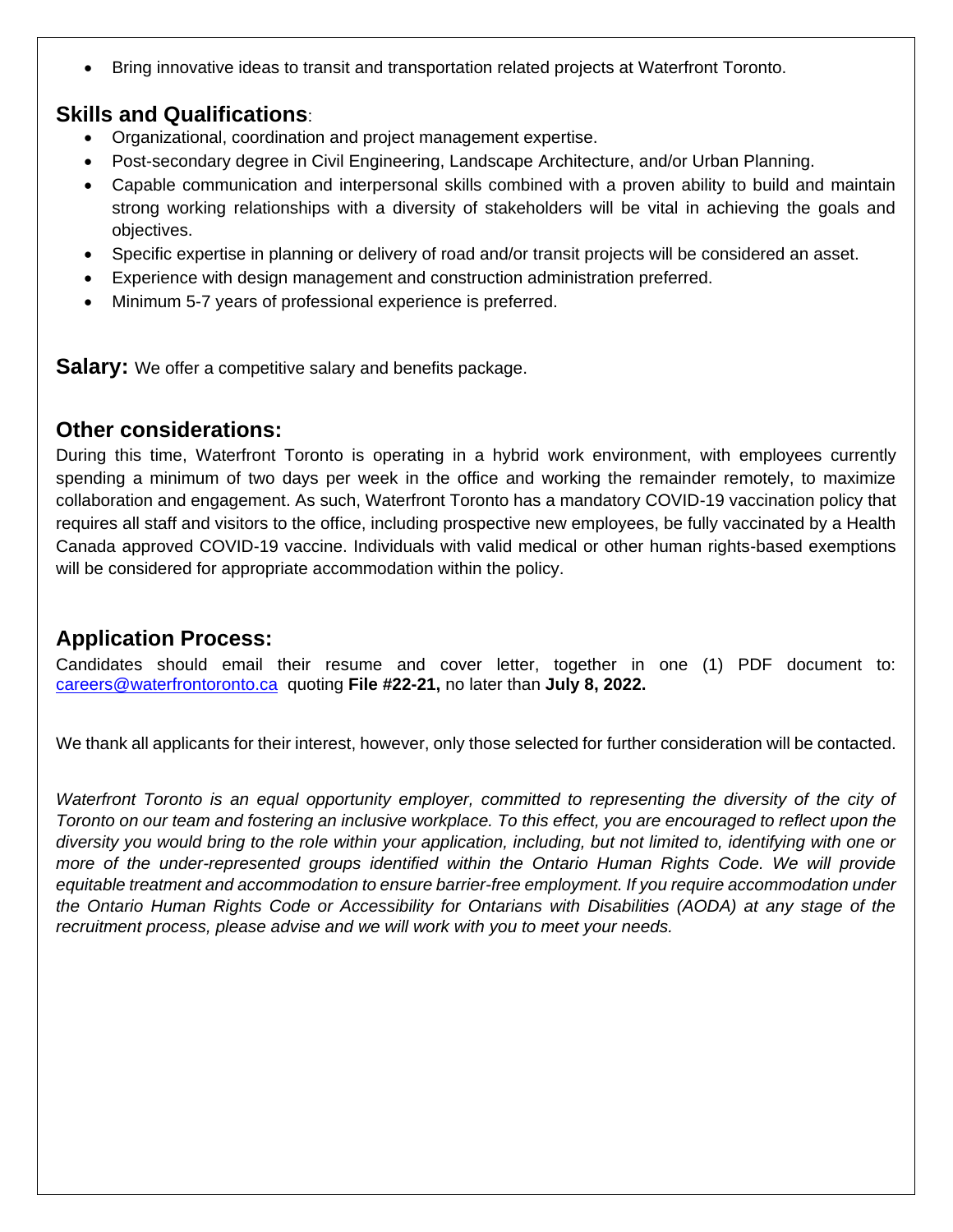- Bring innovative ideas to transit and transportation related projects at Waterfront Toronto.

## Skills and Qualifications:

- Organizational, coordination and project management expertise.
- Post-secondary degree in Civil Engineering, Landscape Architecture, and/or Urban Planning.
- Capable communication and interpersonal skills combined with a proven ability to build and maintain strong working relationships with a diversity of stakeholders will be vital in achieving the goals and objectives.
- Specific expertise in planning or delivery of road and/or transit projects will be considered an asset.
- Experience with design management and construction administration preferred.
- Minimum 5-7 years of professional experience is preferred.

**Salary:** We offer a competitive salary and benefits package.

## Other considerations:

During this time, Waterfront Toronto is operating in a hybrid work environment, with employees currently spending a minimum of two days per week in the office and working the remainder remotely, to maximize collaboration and engagement. As such, Waterfront Toronto has a mandatory COVID-19 vaccination policy that requires all staff and visitors to the office, including prospective new employees, be fully vaccinated by a Health Canada approved COVID-19 vaccine. Individuals with valid medical or other human rights-based exemptions will be considered for appropriate accommodation within the policy.

## Application Process:

Candidates should email their resume and cover letter, together in one (1) PDF document to: careers@waterfrontoronto.ca quoting **File #22-21,** no later than **July 8, 2022.**

We thank all applicants for their interest, however, only those selected for further consideration will be contacted.

*Waterfront Toronto is an equal opportunity employer, committed to representing the diversity of the city of Toronto on our team and fostering an inclusive workplace. To this effect, you are encouraged to reflect upon the diversity you would bring to the role within your application, including, but not limited to, identifying with one or more of the under-represented groups identified within the Ontario Human Rights Code. We will provide equitable treatment and accommodation to ensure barrier-free employment. If you require accommodation under the Ontario Human Rights Code or Accessibility for Ontarians with Disabilities (AODA) at any stage of the recruitment process, please advise and we will work with you to meet your needs.*